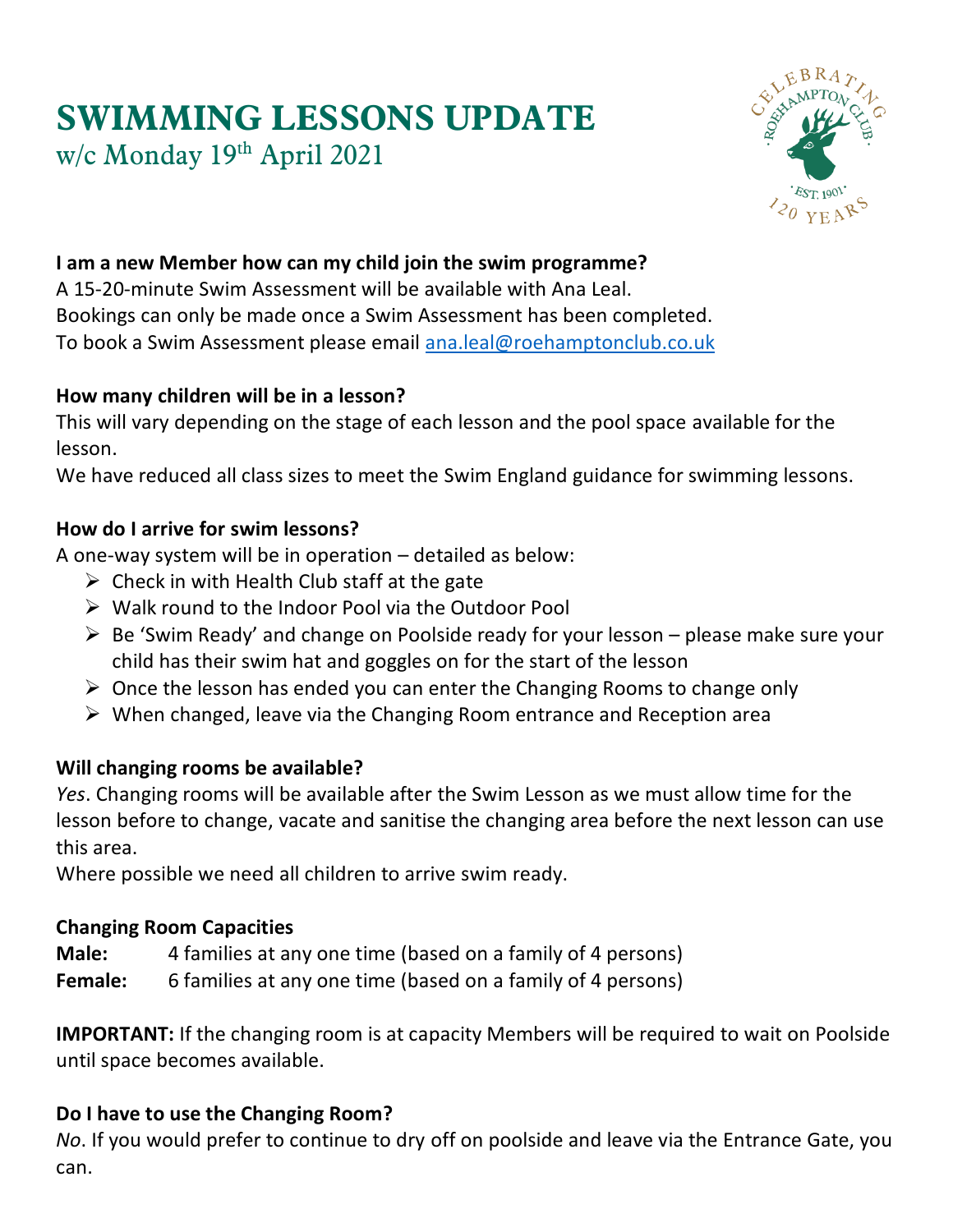# SWIMMING LESSONS UPDATE

w/c Monday 19th April 2021

**I am a new Member how can my child join the swim programme?**

A 15-20-minute Swim Assessment will be available with Ana Leal.
Bookings can only be made once a Swim Assessment has been completed.
To book a Swim Assessment please email ana.leal@roehamptonclub.co.uk

**How many children will be in a lesson?**

This will vary depending on the stage of each lesson and the pool space available for the lesson.
We have reduced all class sizes to meet the Swim England guidance for swimming lessons.

**How do I arrive for swim lessons?**

A one-way system will be in operation – detailed as below:

- Check in with Health Club staff at the gate
- Walk round to the Indoor Pool via the Outdoor Pool
- Be 'Swim Ready' and change on Poolside ready for your lesson – please make sure your child has their swim hat and goggles on for the start of the lesson
- Once the lesson has ended you can enter the Changing Rooms to change only
- When changed, leave via the Changing Room entrance and Reception area

**Will changing rooms be available?**

*Yes*. Changing rooms will be available after the Swim Lesson as we must allow time for the lesson before to change, vacate and sanitise the changing area before the next lesson can use this area.
Where possible we need all children to arrive swim ready.

**Changing Room Capacities**

**Male:** 4 families at any one time (based on a family of 4 persons)
**Female:** 6 families at any one time (based on a family of 4 persons)

**IMPORTANT:** If the changing room is at capacity Members will be required to wait on Poolside until space becomes available.

**Do I have to use the Changing Room?**

*No*. If you would prefer to continue to dry off on poolside and leave via the Entrance Gate, you can.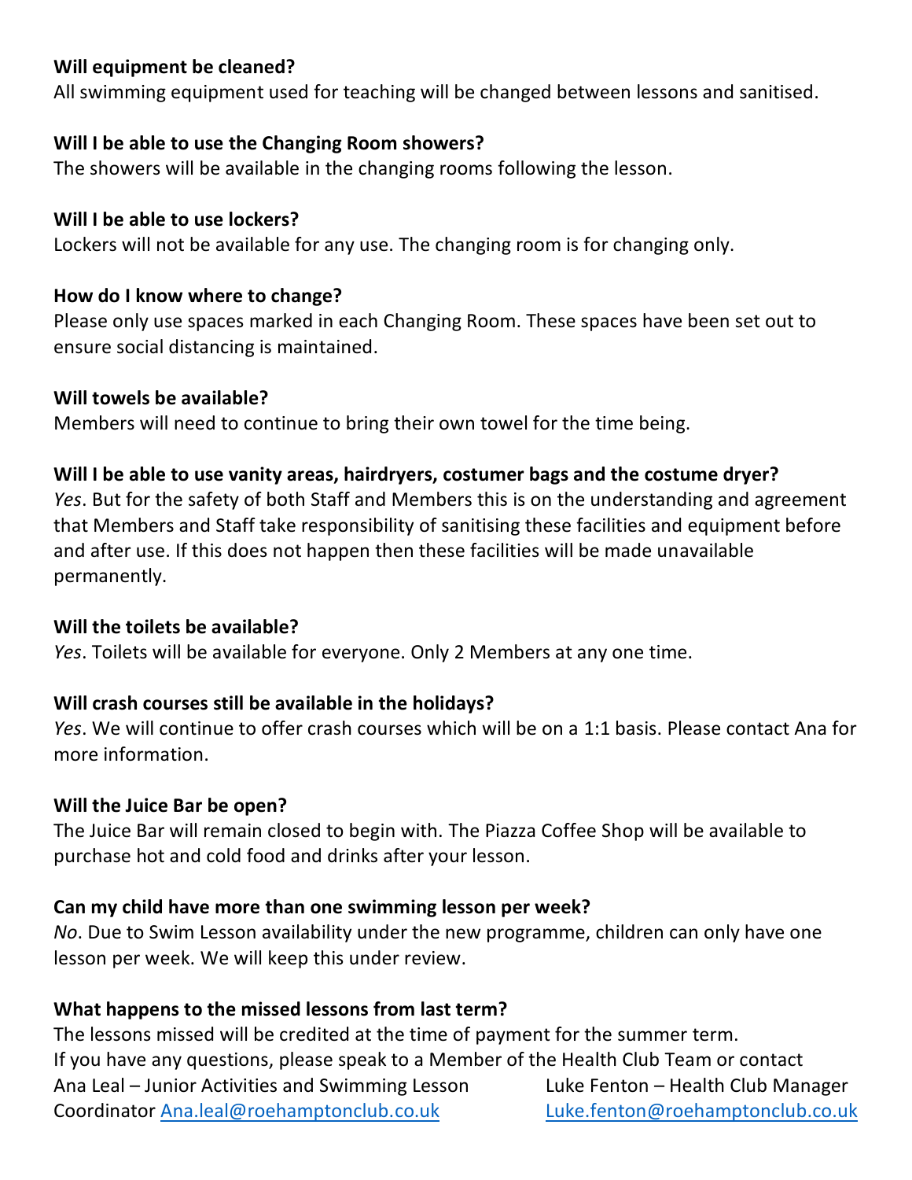**Will equipment be cleaned?**
All swimming equipment used for teaching will be changed between lessons and sanitised.

**Will I be able to use the Changing Room showers?**
The showers will be available in the changing rooms following the lesson.

**Will I be able to use lockers?**
Lockers will not be available for any use. The changing room is for changing only.

**How do I know where to change?**
Please only use spaces marked in each Changing Room. These spaces have been set out to ensure social distancing is maintained.

**Will towels be available?**
Members will need to continue to bring their own towel for the time being.

**Will I be able to use vanity areas, hairdryers, costumer bags and the costume dryer?**
*Yes*. But for the safety of both Staff and Members this is on the understanding and agreement that Members and Staff take responsibility of sanitising these facilities and equipment before and after use. If this does not happen then these facilities will be made unavailable permanently.

**Will the toilets be available?**
*Yes*. Toilets will be available for everyone. Only 2 Members at any one time.

**Will crash courses still be available in the holidays?**
*Yes*. We will continue to offer crash courses which will be on a 1:1 basis. Please contact Ana for more information.

**Will the Juice Bar be open?**
The Juice Bar will remain closed to begin with. The Piazza Coffee Shop will be available to purchase hot and cold food and drinks after your lesson.

**Can my child have more than one swimming lesson per week?**
*No*. Due to Swim Lesson availability under the new programme, children can only have one lesson per week. We will keep this under review.

**What happens to the missed lessons from last term?**
The lessons missed will be credited at the time of payment for the summer term.
If you have any questions, please speak to a Member of the Health Club Team or contact

Ana Leal – Junior Activities and Swimming Lesson Coordinator [Ana.leal@roehamptonclub.co.uk](mailto:Ana.leal@roehamptonclub.co.uk)

Luke Fenton – Health Club Manager [Luke.fenton@roehamptonclub.co.uk](mailto:Luke.fenton@roehamptonclub.co.uk)